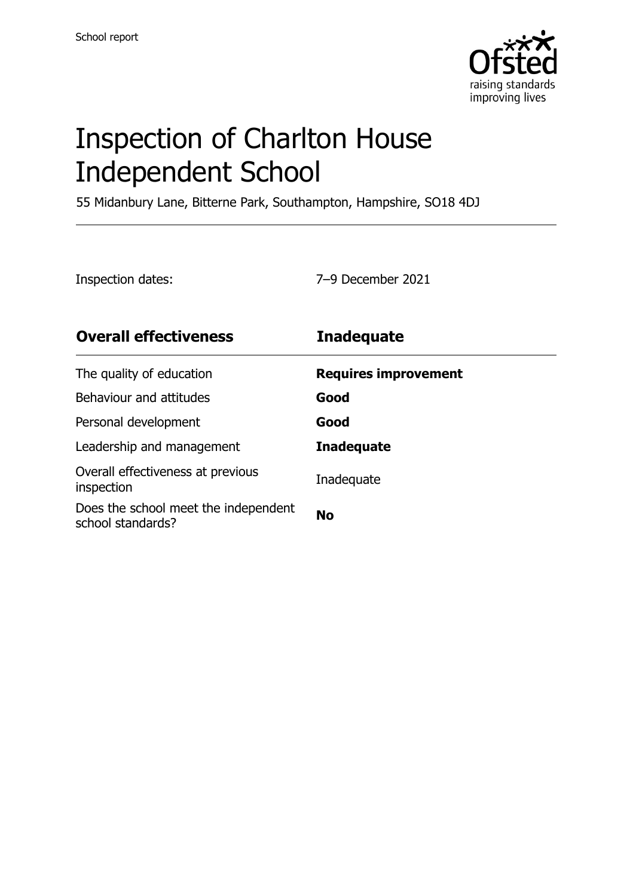# Inspection of Charlton House Independent School

55 Midanbury Lane, Bitterne Park, Southampton, Hampshire, SO18 4DJ

Inspection dates: 7–9 December 2021

| Overall effectiveness | Inadequate |
|---|---|
| The quality of education | **Requires improvement** |
| Behaviour and attitudes | **Good** |
| Personal development | **Good** |
| Leadership and management | **Inadequate** |
| Overall effectiveness at previous inspection | Inadequate |
| Does the school meet the independent school standards? | **No** |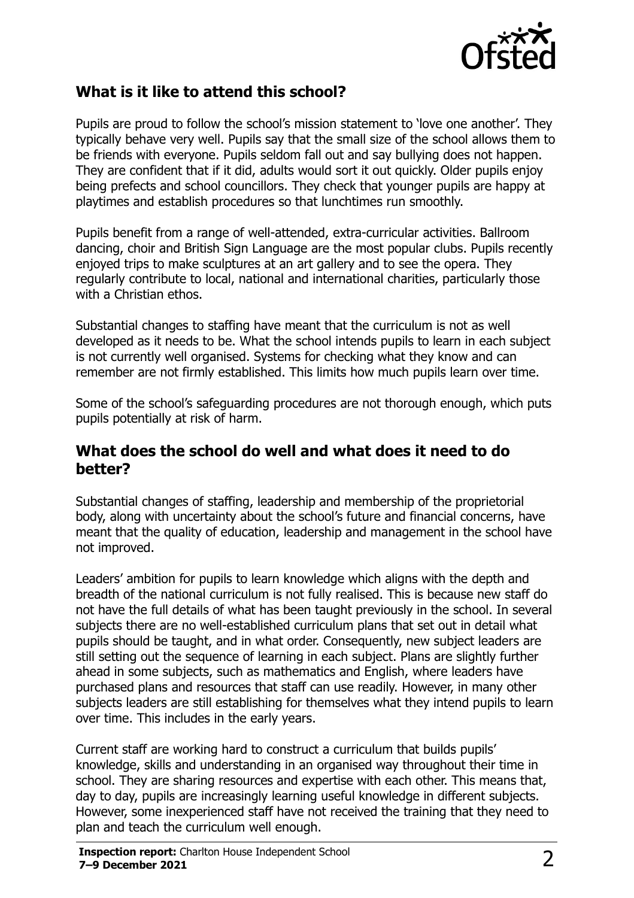## What is it like to attend this school?

Pupils are proud to follow the school's mission statement to 'love one another'. They typically behave very well. Pupils say that the small size of the school allows them to be friends with everyone. Pupils seldom fall out and say bullying does not happen. They are confident that if it did, adults would sort it out quickly. Older pupils enjoy being prefects and school councillors. They check that younger pupils are happy at playtimes and establish procedures so that lunchtimes run smoothly.

Pupils benefit from a range of well-attended, extra-curricular activities. Ballroom dancing, choir and British Sign Language are the most popular clubs. Pupils recently enjoyed trips to make sculptures at an art gallery and to see the opera. They regularly contribute to local, national and international charities, particularly those with a Christian ethos.

Substantial changes to staffing have meant that the curriculum is not as well developed as it needs to be. What the school intends pupils to learn in each subject is not currently well organised. Systems for checking what they know and can remember are not firmly established. This limits how much pupils learn over time.

Some of the school's safeguarding procedures are not thorough enough, which puts pupils potentially at risk of harm.

## What does the school do well and what does it need to do better?

Substantial changes of staffing, leadership and membership of the proprietorial body, along with uncertainty about the school's future and financial concerns, have meant that the quality of education, leadership and management in the school have not improved.

Leaders' ambition for pupils to learn knowledge which aligns with the depth and breadth of the national curriculum is not fully realised. This is because new staff do not have the full details of what has been taught previously in the school. In several subjects there are no well-established curriculum plans that set out in detail what pupils should be taught, and in what order. Consequently, new subject leaders are still setting out the sequence of learning in each subject. Plans are slightly further ahead in some subjects, such as mathematics and English, where leaders have purchased plans and resources that staff can use readily. However, in many other subjects leaders are still establishing for themselves what they intend pupils to learn over time. This includes in the early years.

Current staff are working hard to construct a curriculum that builds pupils' knowledge, skills and understanding in an organised way throughout their time in school. They are sharing resources and expertise with each other. This means that, day to day, pupils are increasingly learning useful knowledge in different subjects. However, some inexperienced staff have not received the training that they need to plan and teach the curriculum well enough.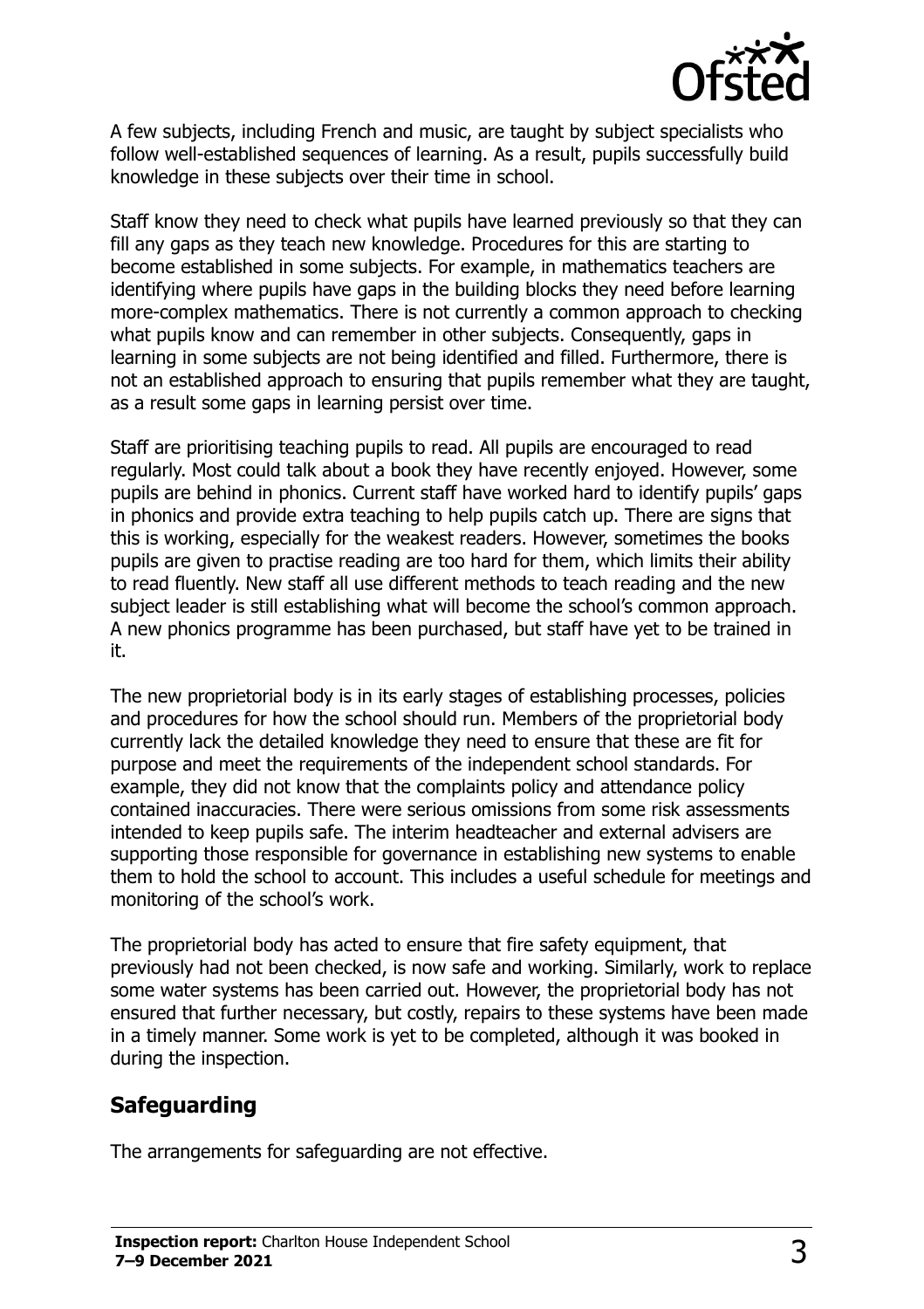A few subjects, including French and music, are taught by subject specialists who follow well-established sequences of learning. As a result, pupils successfully build knowledge in these subjects over their time in school.

Staff know they need to check what pupils have learned previously so that they can fill any gaps as they teach new knowledge. Procedures for this are starting to become established in some subjects. For example, in mathematics teachers are identifying where pupils have gaps in the building blocks they need before learning more-complex mathematics. There is not currently a common approach to checking what pupils know and can remember in other subjects. Consequently, gaps in learning in some subjects are not being identified and filled. Furthermore, there is not an established approach to ensuring that pupils remember what they are taught, as a result some gaps in learning persist over time.

Staff are prioritising teaching pupils to read. All pupils are encouraged to read regularly. Most could talk about a book they have recently enjoyed. However, some pupils are behind in phonics. Current staff have worked hard to identify pupils' gaps in phonics and provide extra teaching to help pupils catch up. There are signs that this is working, especially for the weakest readers. However, sometimes the books pupils are given to practise reading are too hard for them, which limits their ability to read fluently. New staff all use different methods to teach reading and the new subject leader is still establishing what will become the school's common approach. A new phonics programme has been purchased, but staff have yet to be trained in it.

The new proprietorial body is in its early stages of establishing processes, policies and procedures for how the school should run. Members of the proprietorial body currently lack the detailed knowledge they need to ensure that these are fit for purpose and meet the requirements of the independent school standards. For example, they did not know that the complaints policy and attendance policy contained inaccuracies. There were serious omissions from some risk assessments intended to keep pupils safe. The interim headteacher and external advisers are supporting those responsible for governance in establishing new systems to enable them to hold the school to account. This includes a useful schedule for meetings and monitoring of the school's work.

The proprietorial body has acted to ensure that fire safety equipment, that previously had not been checked, is now safe and working. Similarly, work to replace some water systems has been carried out. However, the proprietorial body has not ensured that further necessary, but costly, repairs to these systems have been made in a timely manner. Some work is yet to be completed, although it was booked in during the inspection.

## Safeguarding

The arrangements for safeguarding are not effective.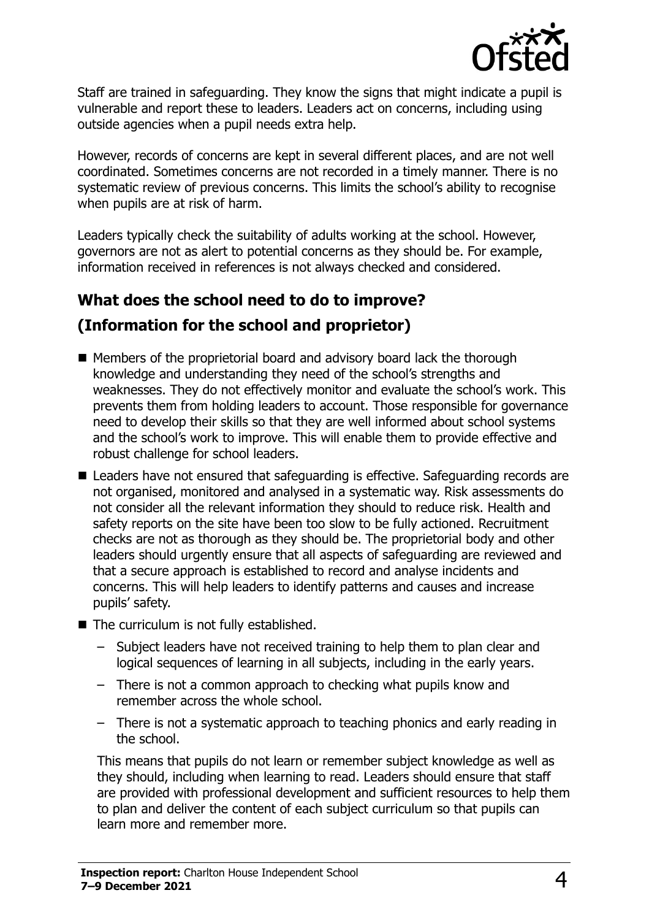Staff are trained in safeguarding. They know the signs that might indicate a pupil is vulnerable and report these to leaders. Leaders act on concerns, including using outside agencies when a pupil needs extra help.

However, records of concerns are kept in several different places, and are not well coordinated. Sometimes concerns are not recorded in a timely manner. There is no systematic review of previous concerns. This limits the school's ability to recognise when pupils are at risk of harm.

Leaders typically check the suitability of adults working at the school. However, governors are not as alert to potential concerns as they should be. For example, information received in references is not always checked and considered.

## What does the school need to do to improve?

## (Information for the school and proprietor)

- Members of the proprietorial board and advisory board lack the thorough knowledge and understanding they need of the school's strengths and weaknesses. They do not effectively monitor and evaluate the school's work. This prevents them from holding leaders to account. Those responsible for governance need to develop their skills so that they are well informed about school systems and the school's work to improve. This will enable them to provide effective and robust challenge for school leaders.
- Leaders have not ensured that safeguarding is effective. Safeguarding records are not organised, monitored and analysed in a systematic way. Risk assessments do not consider all the relevant information they should to reduce risk. Health and safety reports on the site have been too slow to be fully actioned. Recruitment checks are not as thorough as they should be. The proprietorial body and other leaders should urgently ensure that all aspects of safeguarding are reviewed and that a secure approach is established to record and analyse incidents and concerns. This will help leaders to identify patterns and causes and increase pupils' safety.
- The curriculum is not fully established.
  - Subject leaders have not received training to help them to plan clear and logical sequences of learning in all subjects, including in the early years.
  - There is not a common approach to checking what pupils know and remember across the whole school.
  - There is not a systematic approach to teaching phonics and early reading in the school.

  This means that pupils do not learn or remember subject knowledge as well as they should, including when learning to read. Leaders should ensure that staff are provided with professional development and sufficient resources to help them to plan and deliver the content of each subject curriculum so that pupils can learn more and remember more.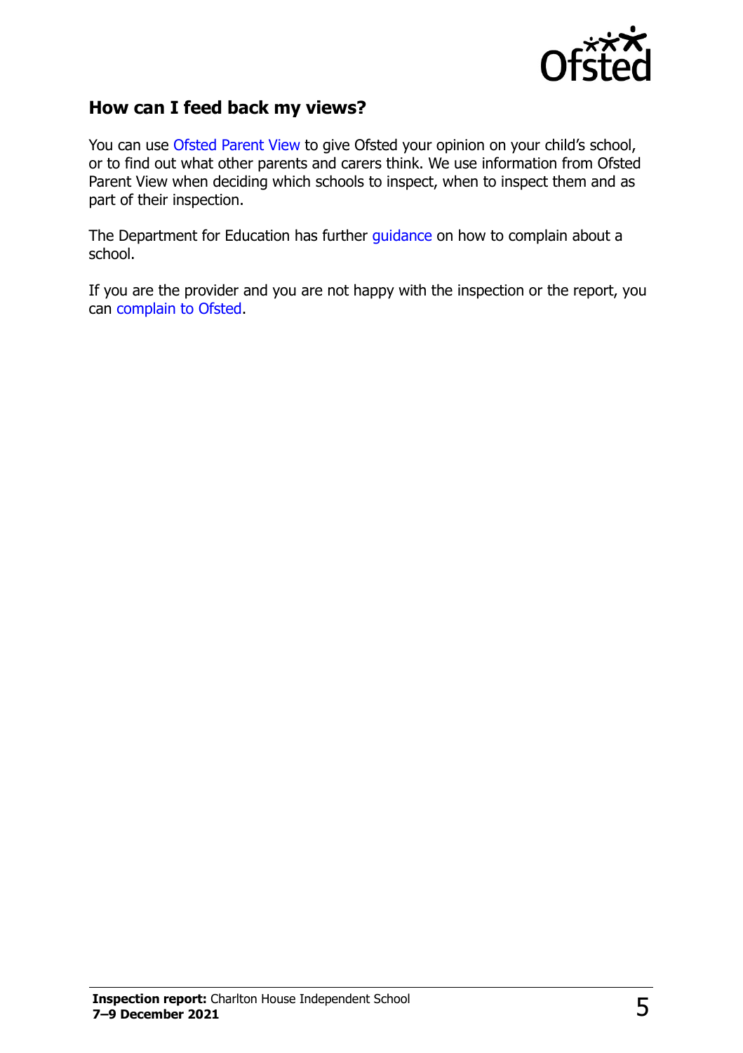## How can I feed back my views?

You can use Ofsted Parent View to give Ofsted your opinion on your child's school, or to find out what other parents and carers think. We use information from Ofsted Parent View when deciding which schools to inspect, when to inspect them and as part of their inspection.

The Department for Education has further guidance on how to complain about a school.

If you are the provider and you are not happy with the inspection or the report, you can complain to Ofsted.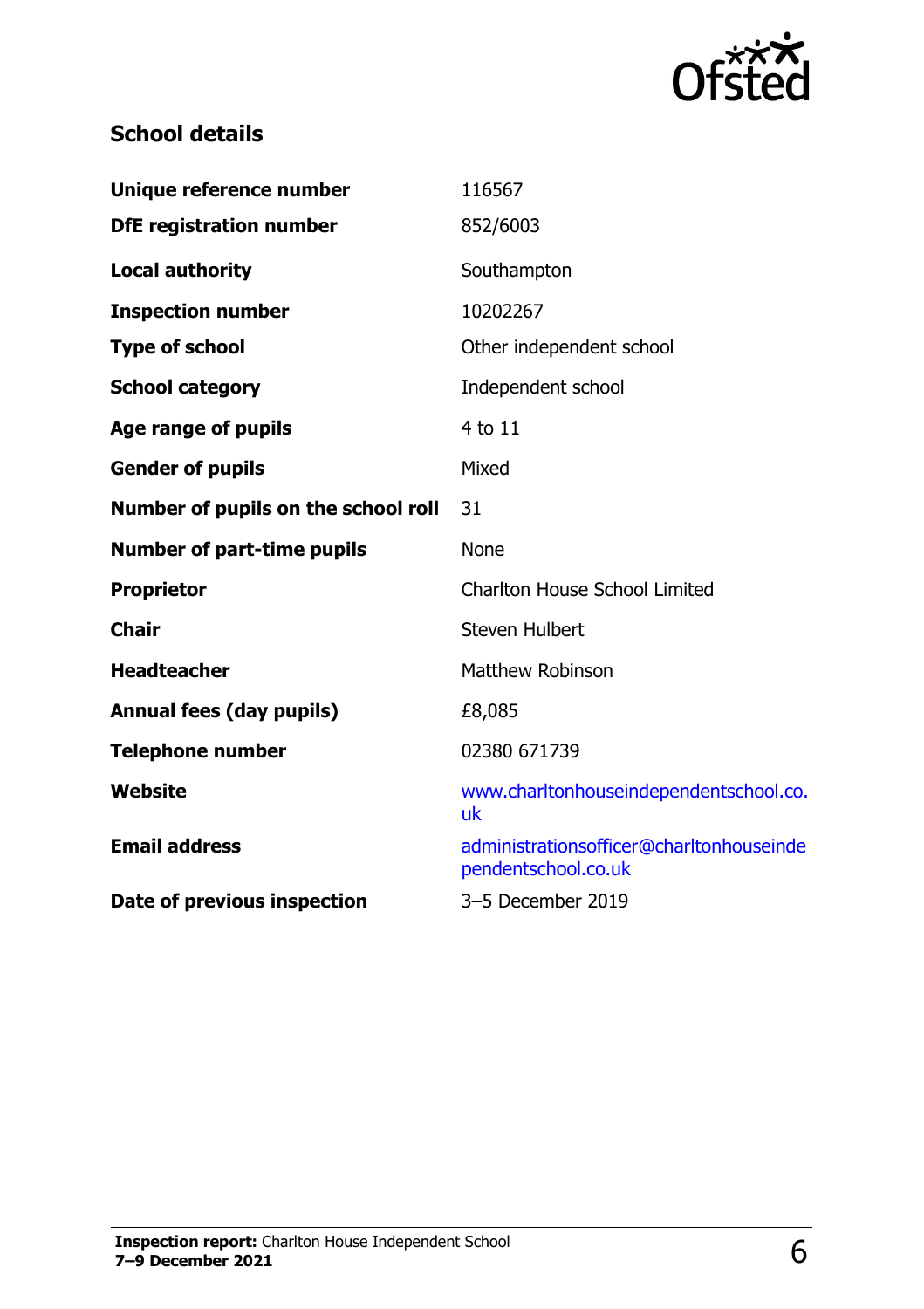## School details

| | |
|---|---|
| **Unique reference number** | 116567 |
| **DfE registration number** | 852/6003 |
| **Local authority** | Southampton |
| **Inspection number** | 10202267 |
| **Type of school** | Other independent school |
| **School category** | Independent school |
| **Age range of pupils** | 4 to 11 |
| **Gender of pupils** | Mixed |
| **Number of pupils on the school roll** | 31 |
| **Number of part-time pupils** | None |
| **Proprietor** | Charlton House School Limited |
| **Chair** | Steven Hulbert |
| **Headteacher** | Matthew Robinson |
| **Annual fees (day pupils)** | £8,085 |
| **Telephone number** | 02380 671739 |
| **Website** | www.charltonhouseindependentschool.co.uk |
| **Email address** | administrationsofficer@charltonhouseindependentschool.co.uk |
| **Date of previous inspection** | 3–5 December 2019 |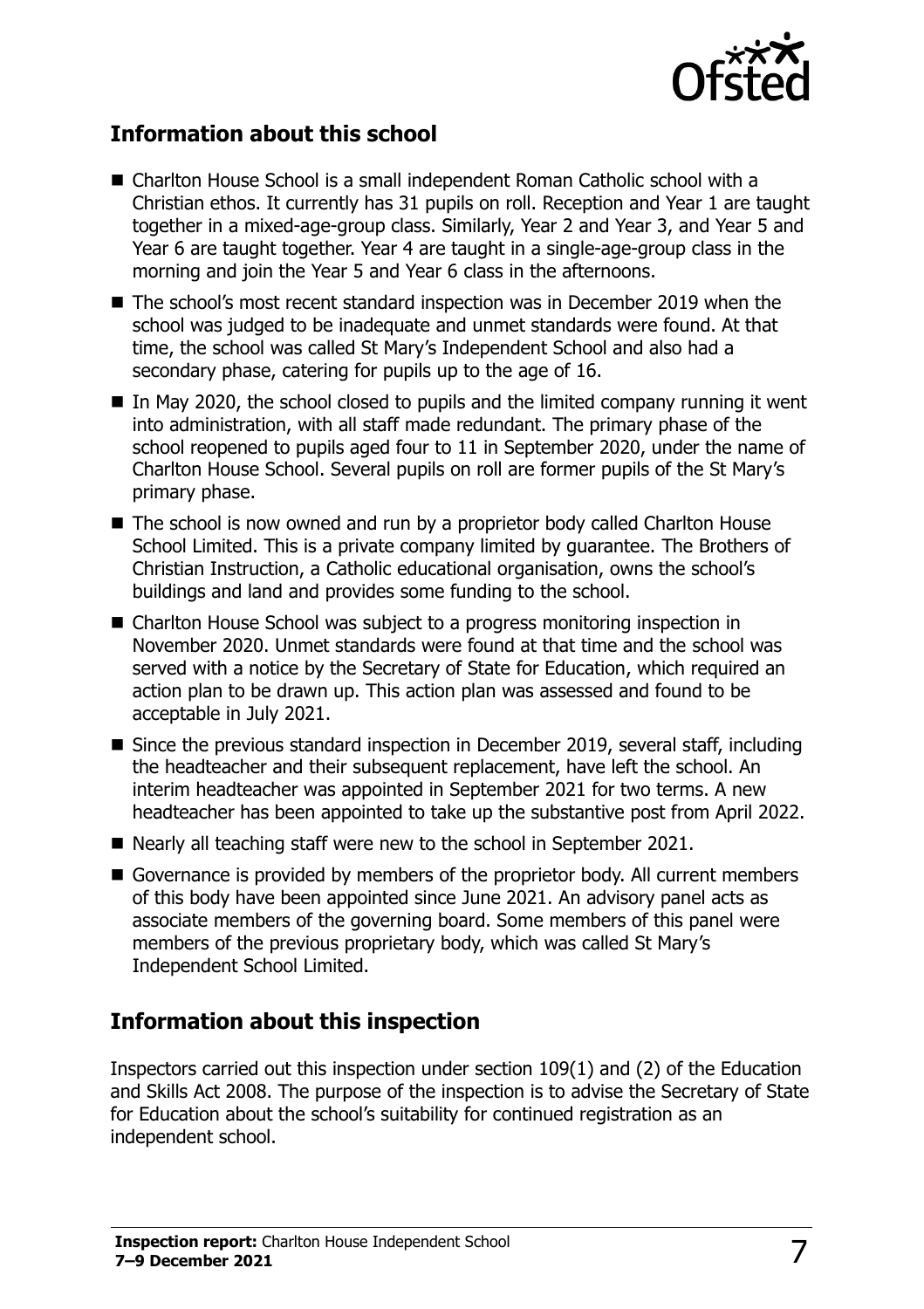## Information about this school

- Charlton House School is a small independent Roman Catholic school with a Christian ethos. It currently has 31 pupils on roll. Reception and Year 1 are taught together in a mixed-age-group class. Similarly, Year 2 and Year 3, and Year 5 and Year 6 are taught together. Year 4 are taught in a single-age-group class in the morning and join the Year 5 and Year 6 class in the afternoons.
- The school's most recent standard inspection was in December 2019 when the school was judged to be inadequate and unmet standards were found. At that time, the school was called St Mary's Independent School and also had a secondary phase, catering for pupils up to the age of 16.
- In May 2020, the school closed to pupils and the limited company running it went into administration, with all staff made redundant. The primary phase of the school reopened to pupils aged four to 11 in September 2020, under the name of Charlton House School. Several pupils on roll are former pupils of the St Mary's primary phase.
- The school is now owned and run by a proprietor body called Charlton House School Limited. This is a private company limited by guarantee. The Brothers of Christian Instruction, a Catholic educational organisation, owns the school's buildings and land and provides some funding to the school.
- Charlton House School was subject to a progress monitoring inspection in November 2020. Unmet standards were found at that time and the school was served with a notice by the Secretary of State for Education, which required an action plan to be drawn up. This action plan was assessed and found to be acceptable in July 2021.
- Since the previous standard inspection in December 2019, several staff, including the headteacher and their subsequent replacement, have left the school. An interim headteacher was appointed in September 2021 for two terms. A new headteacher has been appointed to take up the substantive post from April 2022.
- Nearly all teaching staff were new to the school in September 2021.
- Governance is provided by members of the proprietor body. All current members of this body have been appointed since June 2021. An advisory panel acts as associate members of the governing board. Some members of this panel were members of the previous proprietary body, which was called St Mary's Independent School Limited.

## Information about this inspection

Inspectors carried out this inspection under section 109(1) and (2) of the Education and Skills Act 2008. The purpose of the inspection is to advise the Secretary of State for Education about the school's suitability for continued registration as an independent school.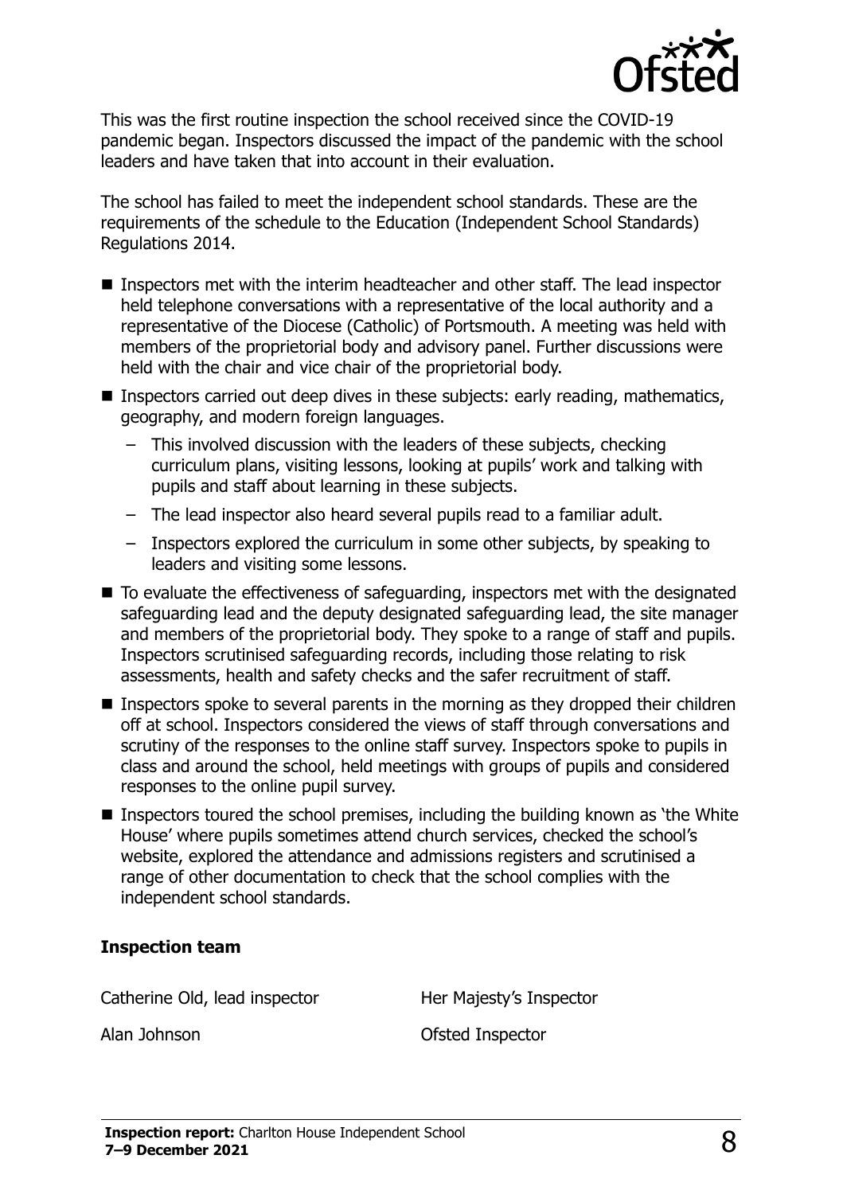This was the first routine inspection the school received since the COVID-19 pandemic began. Inspectors discussed the impact of the pandemic with the school leaders and have taken that into account in their evaluation.

The school has failed to meet the independent school standards. These are the requirements of the schedule to the Education (Independent School Standards) Regulations 2014.

- Inspectors met with the interim headteacher and other staff. The lead inspector held telephone conversations with a representative of the local authority and a representative of the Diocese (Catholic) of Portsmouth. A meeting was held with members of the proprietorial body and advisory panel. Further discussions were held with the chair and vice chair of the proprietorial body.
- Inspectors carried out deep dives in these subjects: early reading, mathematics, geography, and modern foreign languages.
  - This involved discussion with the leaders of these subjects, checking curriculum plans, visiting lessons, looking at pupils' work and talking with pupils and staff about learning in these subjects.
  - The lead inspector also heard several pupils read to a familiar adult.
  - Inspectors explored the curriculum in some other subjects, by speaking to leaders and visiting some lessons.
- To evaluate the effectiveness of safeguarding, inspectors met with the designated safeguarding lead and the deputy designated safeguarding lead, the site manager and members of the proprietorial body. They spoke to a range of staff and pupils. Inspectors scrutinised safeguarding records, including those relating to risk assessments, health and safety checks and the safer recruitment of staff.
- Inspectors spoke to several parents in the morning as they dropped their children off at school. Inspectors considered the views of staff through conversations and scrutiny of the responses to the online staff survey. Inspectors spoke to pupils in class and around the school, held meetings with groups of pupils and considered responses to the online pupil survey.
- Inspectors toured the school premises, including the building known as 'the White House' where pupils sometimes attend church services, checked the school's website, explored the attendance and admissions registers and scrutinised a range of other documentation to check that the school complies with the independent school standards.

### Inspection team

| | |
|---|---|
| Catherine Old, lead inspector | Her Majesty's Inspector |
| Alan Johnson | Ofsted Inspector |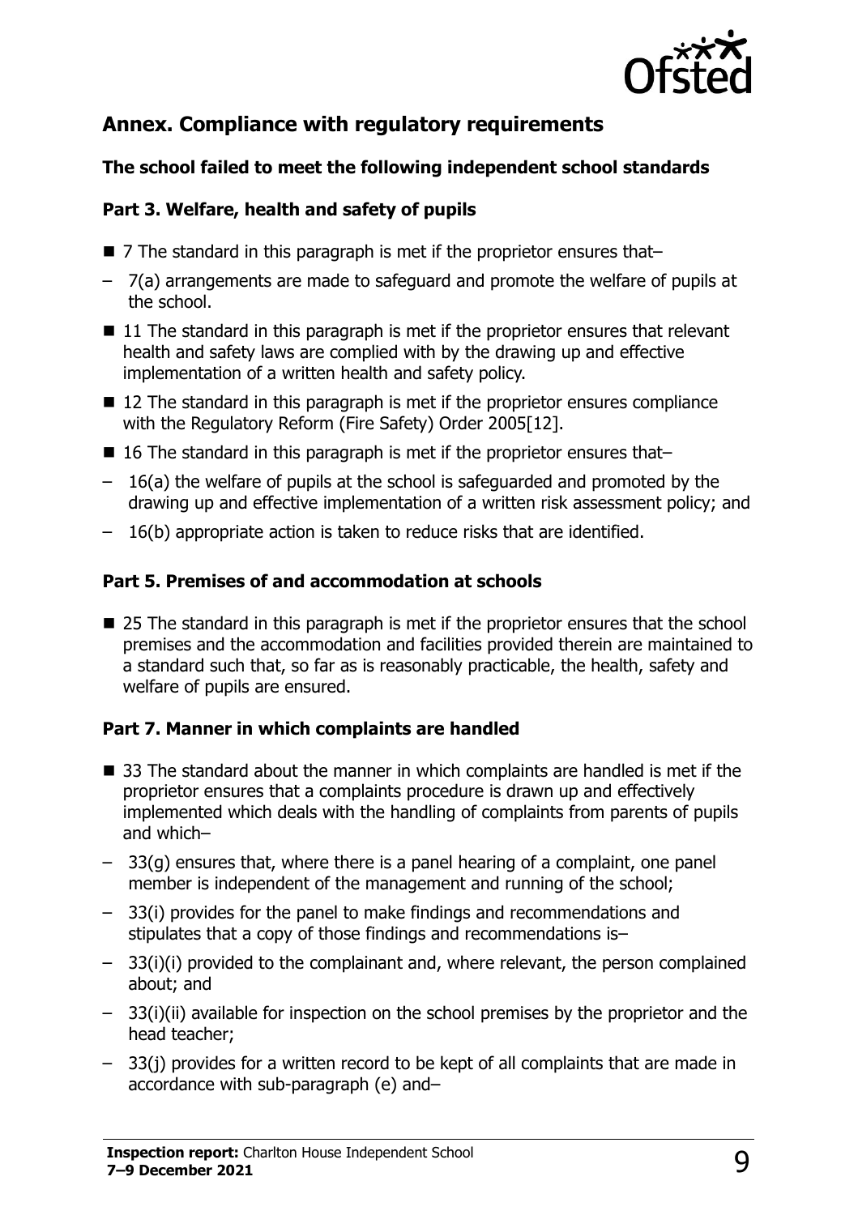## Annex. Compliance with regulatory requirements

### The school failed to meet the following independent school standards

#### Part 3. Welfare, health and safety of pupils

- 7 The standard in this paragraph is met if the proprietor ensures that–
  - 7(a) arrangements are made to safeguard and promote the welfare of pupils at the school.
- 11 The standard in this paragraph is met if the proprietor ensures that relevant health and safety laws are complied with by the drawing up and effective implementation of a written health and safety policy.
- 12 The standard in this paragraph is met if the proprietor ensures compliance with the Regulatory Reform (Fire Safety) Order 2005[12].
- 16 The standard in this paragraph is met if the proprietor ensures that–
  - 16(a) the welfare of pupils at the school is safeguarded and promoted by the drawing up and effective implementation of a written risk assessment policy; and
  - 16(b) appropriate action is taken to reduce risks that are identified.

#### Part 5. Premises of and accommodation at schools

- 25 The standard in this paragraph is met if the proprietor ensures that the school premises and the accommodation and facilities provided therein are maintained to a standard such that, so far as is reasonably practicable, the health, safety and welfare of pupils are ensured.

#### Part 7. Manner in which complaints are handled

- 33 The standard about the manner in which complaints are handled is met if the proprietor ensures that a complaints procedure is drawn up and effectively implemented which deals with the handling of complaints from parents of pupils and which–
  - 33(g) ensures that, where there is a panel hearing of a complaint, one panel member is independent of the management and running of the school;
  - 33(i) provides for the panel to make findings and recommendations and stipulates that a copy of those findings and recommendations is–
  - 33(i)(i) provided to the complainant and, where relevant, the person complained about; and
  - 33(i)(ii) available for inspection on the school premises by the proprietor and the head teacher;
  - 33(j) provides for a written record to be kept of all complaints that are made in accordance with sub-paragraph (e) and–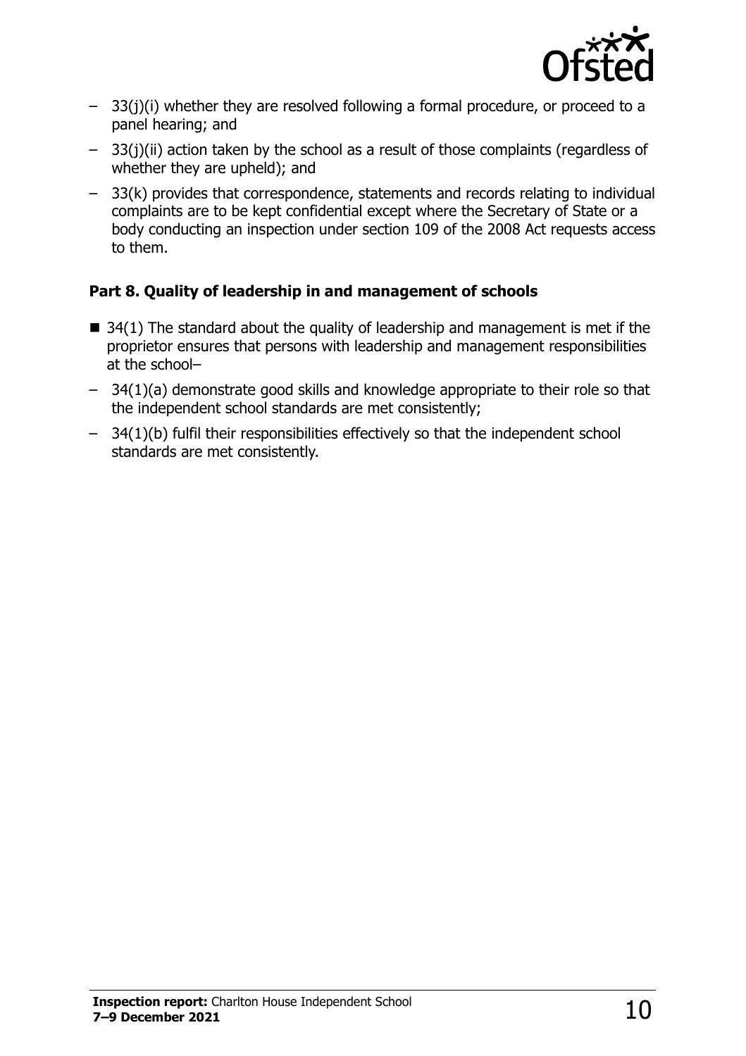- 33(j)(i) whether they are resolved following a formal procedure, or proceed to a panel hearing; and
- 33(j)(ii) action taken by the school as a result of those complaints (regardless of whether they are upheld); and
- 33(k) provides that correspondence, statements and records relating to individual complaints are to be kept confidential except where the Secretary of State or a body conducting an inspection under section 109 of the 2008 Act requests access to them.

**Part 8. Quality of leadership in and management of schools**

- 34(1) The standard about the quality of leadership and management is met if the proprietor ensures that persons with leadership and management responsibilities at the school–
  - 34(1)(a) demonstrate good skills and knowledge appropriate to their role so that the independent school standards are met consistently;
  - 34(1)(b) fulfil their responsibilities effectively so that the independent school standards are met consistently.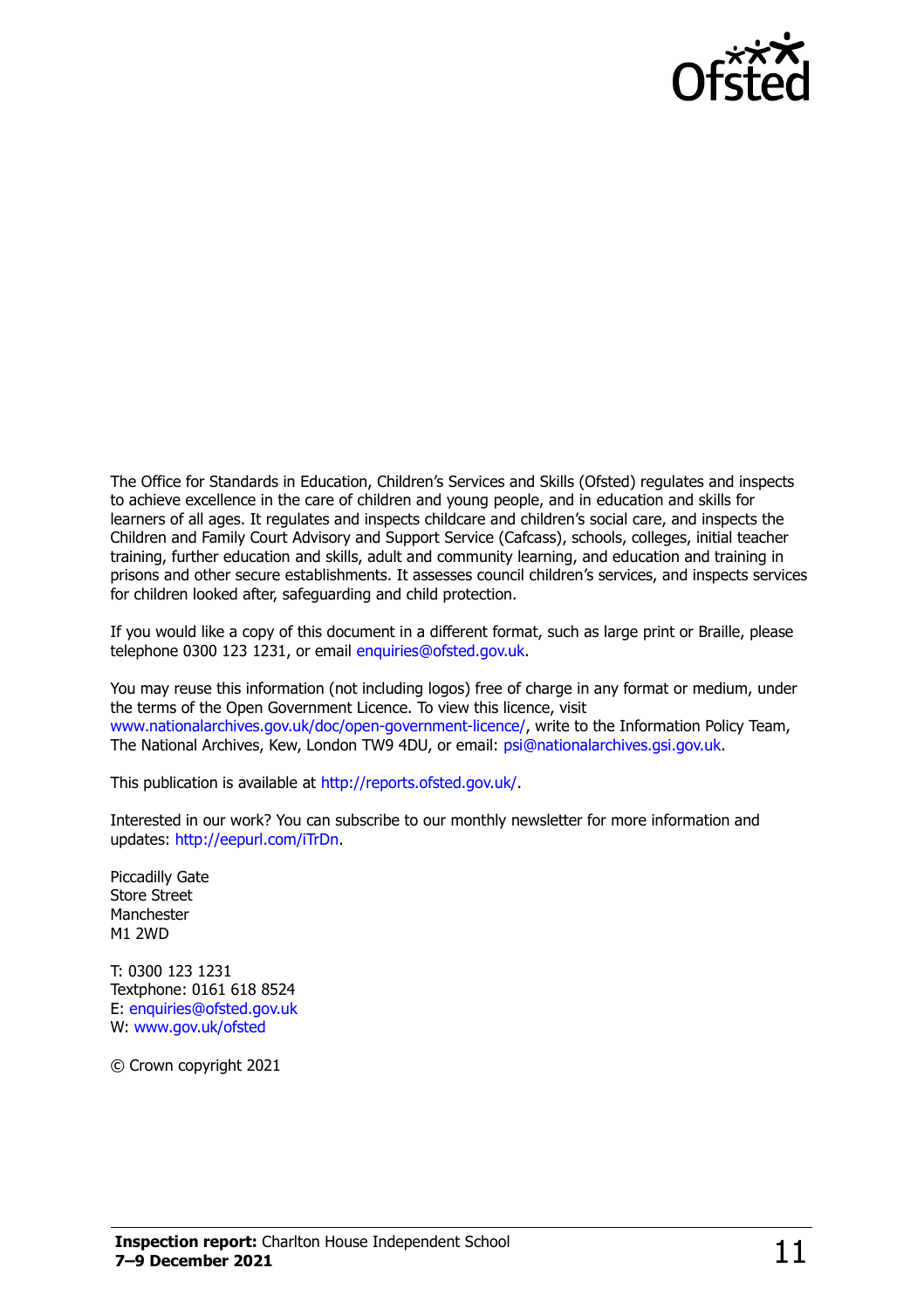The Office for Standards in Education, Children's Services and Skills (Ofsted) regulates and inspects to achieve excellence in the care of children and young people, and in education and skills for learners of all ages. It regulates and inspects childcare and children's social care, and inspects the Children and Family Court Advisory and Support Service (Cafcass), schools, colleges, initial teacher training, further education and skills, adult and community learning, and education and training in prisons and other secure establishments. It assesses council children's services, and inspects services for children looked after, safeguarding and child protection.

If you would like a copy of this document in a different format, such as large print or Braille, please telephone 0300 123 1231, or email enquiries@ofsted.gov.uk.

You may reuse this information (not including logos) free of charge in any format or medium, under the terms of the Open Government Licence. To view this licence, visit www.nationalarchives.gov.uk/doc/open-government-licence/, write to the Information Policy Team, The National Archives, Kew, London TW9 4DU, or email: psi@nationalarchives.gsi.gov.uk.

This publication is available at http://reports.ofsted.gov.uk/.

Interested in our work? You can subscribe to our monthly newsletter for more information and updates: http://eepurl.com/iTrDn.

Piccadilly Gate  
Store Street  
Manchester  
M1 2WD

T: 0300 123 1231  
Textphone: 0161 618 8524  
E: enquiries@ofsted.gov.uk  
W: www.gov.uk/ofsted

© Crown copyright 2021